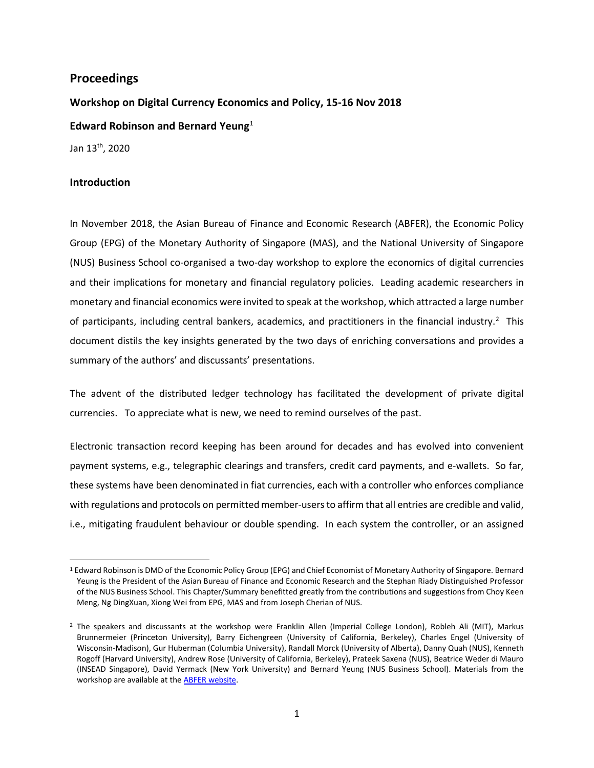## Proceedings

**Workshop on Digital Currency Economics and Policy, 15-16 Nov 2018**

**Edward Robinson and Bernard Yeung**[1]

Jan 13th, 2020

### Introduction

In November 2018, the Asian Bureau of Finance and Economic Research (ABFER), the Economic Policy Group (EPG) of the Monetary Authority of Singapore (MAS), and the National University of Singapore (NUS) Business School co-organised a two-day workshop to explore the economics of digital currencies and their implications for monetary and financial regulatory policies. Leading academic researchers in monetary and financial economics were invited to speak at the workshop, which attracted a large number of participants, including central bankers, academics, and practitioners in the financial industry.[2] This document distils the key insights generated by the two days of enriching conversations and provides a summary of the authors' and discussants' presentations.

The advent of the distributed ledger technology has facilitated the development of private digital currencies. To appreciate what is new, we need to remind ourselves of the past.

Electronic transaction record keeping has been around for decades and has evolved into convenient payment systems, e.g., telegraphic clearings and transfers, credit card payments, and e-wallets. So far, these systems have been denominated in fiat currencies, each with a controller who enforces compliance with regulations and protocols on permitted member-users to affirm that all entries are credible and valid, i.e., mitigating fraudulent behaviour or double spending. In each system the controller, or an assigned

---

[1] Edward Robinson is DMD of the Economic Policy Group (EPG) and Chief Economist of Monetary Authority of Singapore. Bernard Yeung is the President of the Asian Bureau of Finance and Economic Research and the Stephan Riady Distinguished Professor of the NUS Business School. This Chapter/Summary benefitted greatly from the contributions and suggestions from Choy Keen Meng, Ng DingXuan, Xiong Wei from EPG, MAS and from Joseph Cherian of NUS.

[2] The speakers and discussants at the workshop were Franklin Allen (Imperial College London), Robleh Ali (MIT), Markus Brunnermeier (Princeton University), Barry Eichengreen (University of California, Berkeley), Charles Engel (University of Wisconsin-Madison), Gur Huberman (Columbia University), Randall Morck (University of Alberta), Danny Quah (NUS), Kenneth Rogoff (Harvard University), Andrew Rose (University of California, Berkeley), Prateek Saxena (NUS), Beatrice Weder di Mauro (INSEAD Singapore), David Yermack (New York University) and Bernard Yeung (NUS Business School). Materials from the workshop are available at the ABFER website.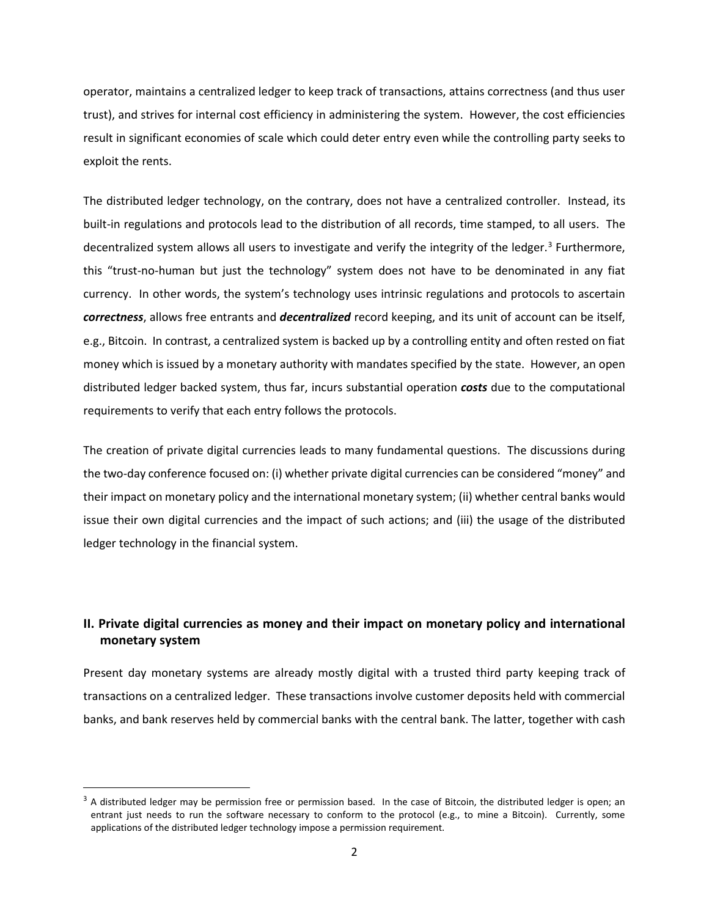operator, maintains a centralized ledger to keep track of transactions, attains correctness (and thus user trust), and strives for internal cost efficiency in administering the system. However, the cost efficiencies result in significant economies of scale which could deter entry even while the controlling party seeks to exploit the rents.

The distributed ledger technology, on the contrary, does not have a centralized controller. Instead, its built-in regulations and protocols lead to the distribution of all records, time stamped, to all users. The decentralized system allows all users to investigate and verify the integrity of the ledger.[3] Furthermore, this "trust-no-human but just the technology" system does not have to be denominated in any fiat currency. In other words, the system's technology uses intrinsic regulations and protocols to ascertain ***correctness***, allows free entrants and ***decentralized*** record keeping, and its unit of account can be itself, e.g., Bitcoin. In contrast, a centralized system is backed up by a controlling entity and often rested on fiat money which is issued by a monetary authority with mandates specified by the state. However, an open distributed ledger backed system, thus far, incurs substantial operation ***costs*** due to the computational requirements to verify that each entry follows the protocols.

The creation of private digital currencies leads to many fundamental questions. The discussions during the two-day conference focused on: (i) whether private digital currencies can be considered "money" and their impact on monetary policy and the international monetary system; (ii) whether central banks would issue their own digital currencies and the impact of such actions; and (iii) the usage of the distributed ledger technology in the financial system.

## II. Private digital currencies as money and their impact on monetary policy and international monetary system

Present day monetary systems are already mostly digital with a trusted third party keeping track of transactions on a centralized ledger. These transactions involve customer deposits held with commercial banks, and bank reserves held by commercial banks with the central bank. The latter, together with cash

---

[3] A distributed ledger may be permission free or permission based. In the case of Bitcoin, the distributed ledger is open; an entrant just needs to run the software necessary to conform to the protocol (e.g., to mine a Bitcoin). Currently, some applications of the distributed ledger technology impose a permission requirement.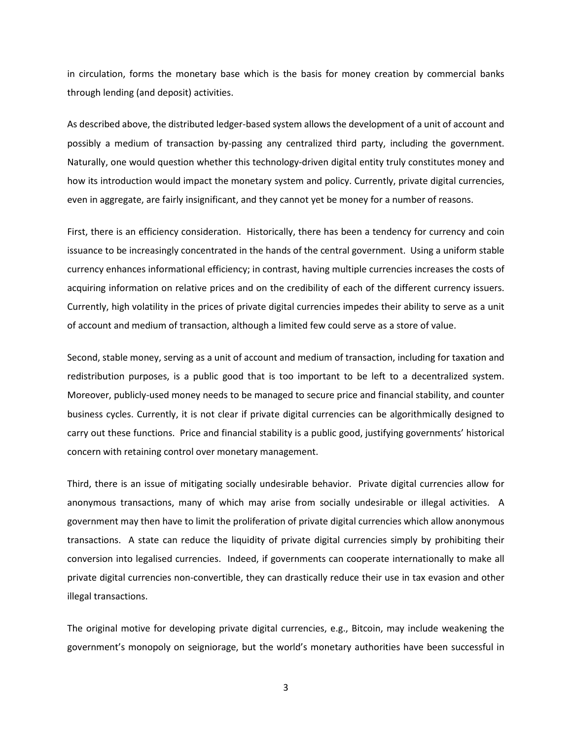in circulation, forms the monetary base which is the basis for money creation by commercial banks through lending (and deposit) activities.

As described above, the distributed ledger-based system allows the development of a unit of account and possibly a medium of transaction by-passing any centralized third party, including the government. Naturally, one would question whether this technology-driven digital entity truly constitutes money and how its introduction would impact the monetary system and policy. Currently, private digital currencies, even in aggregate, are fairly insignificant, and they cannot yet be money for a number of reasons.

First, there is an efficiency consideration. Historically, there has been a tendency for currency and coin issuance to be increasingly concentrated in the hands of the central government. Using a uniform stable currency enhances informational efficiency; in contrast, having multiple currencies increases the costs of acquiring information on relative prices and on the credibility of each of the different currency issuers. Currently, high volatility in the prices of private digital currencies impedes their ability to serve as a unit of account and medium of transaction, although a limited few could serve as a store of value.

Second, stable money, serving as a unit of account and medium of transaction, including for taxation and redistribution purposes, is a public good that is too important to be left to a decentralized system. Moreover, publicly-used money needs to be managed to secure price and financial stability, and counter business cycles. Currently, it is not clear if private digital currencies can be algorithmically designed to carry out these functions. Price and financial stability is a public good, justifying governments' historical concern with retaining control over monetary management.

Third, there is an issue of mitigating socially undesirable behavior. Private digital currencies allow for anonymous transactions, many of which may arise from socially undesirable or illegal activities. A government may then have to limit the proliferation of private digital currencies which allow anonymous transactions. A state can reduce the liquidity of private digital currencies simply by prohibiting their conversion into legalised currencies. Indeed, if governments can cooperate internationally to make all private digital currencies non-convertible, they can drastically reduce their use in tax evasion and other illegal transactions.

The original motive for developing private digital currencies, e.g., Bitcoin, may include weakening the government's monopoly on seigniorage, but the world's monetary authorities have been successful in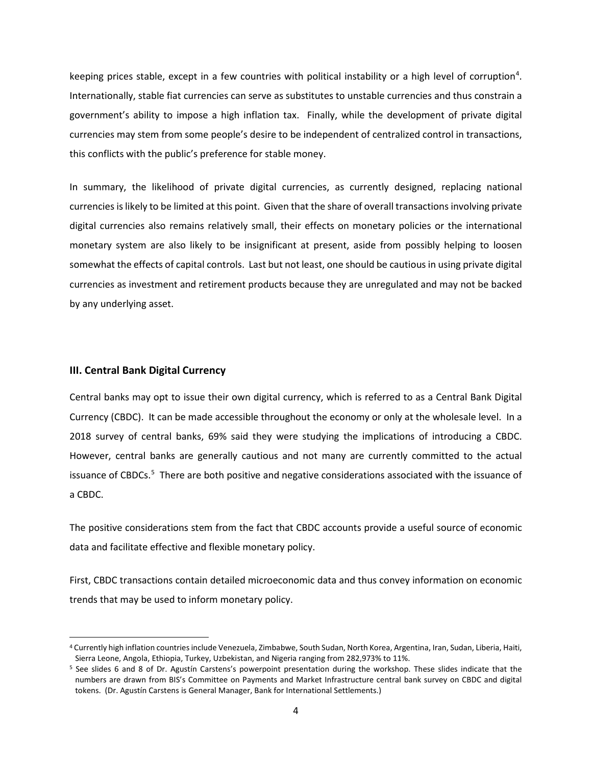keeping prices stable, except in a few countries with political instability or a high level of corruption[4]. Internationally, stable fiat currencies can serve as substitutes to unstable currencies and thus constrain a government's ability to impose a high inflation tax. Finally, while the development of private digital currencies may stem from some people's desire to be independent of centralized control in transactions, this conflicts with the public's preference for stable money.

In summary, the likelihood of private digital currencies, as currently designed, replacing national currencies is likely to be limited at this point. Given that the share of overall transactions involving private digital currencies also remains relatively small, their effects on monetary policies or the international monetary system are also likely to be insignificant at present, aside from possibly helping to loosen somewhat the effects of capital controls. Last but not least, one should be cautious in using private digital currencies as investment and retirement products because they are unregulated and may not be backed by any underlying asset.

### III. Central Bank Digital Currency

Central banks may opt to issue their own digital currency, which is referred to as a Central Bank Digital Currency (CBDC). It can be made accessible throughout the economy or only at the wholesale level. In a 2018 survey of central banks, 69% said they were studying the implications of introducing a CBDC. However, central banks are generally cautious and not many are currently committed to the actual issuance of CBDCs.[5] There are both positive and negative considerations associated with the issuance of a CBDC.

The positive considerations stem from the fact that CBDC accounts provide a useful source of economic data and facilitate effective and flexible monetary policy.

First, CBDC transactions contain detailed microeconomic data and thus convey information on economic trends that may be used to inform monetary policy.

---

[4] Currently high inflation countries include Venezuela, Zimbabwe, South Sudan, North Korea, Argentina, Iran, Sudan, Liberia, Haiti, Sierra Leone, Angola, Ethiopia, Turkey, Uzbekistan, and Nigeria ranging from 282,973% to 11%.

[5] See slides 6 and 8 of Dr. Agustín Carstens's powerpoint presentation during the workshop. These slides indicate that the numbers are drawn from BIS's Committee on Payments and Market Infrastructure central bank survey on CBDC and digital tokens. (Dr. Agustín Carstens is General Manager, Bank for International Settlements.)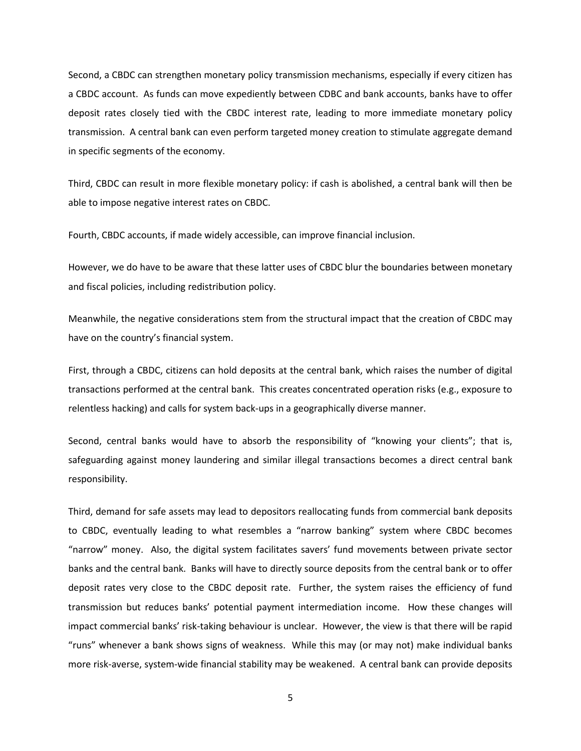Second, a CBDC can strengthen monetary policy transmission mechanisms, especially if every citizen has a CBDC account. As funds can move expediently between CDBC and bank accounts, banks have to offer deposit rates closely tied with the CBDC interest rate, leading to more immediate monetary policy transmission. A central bank can even perform targeted money creation to stimulate aggregate demand in specific segments of the economy.

Third, CBDC can result in more flexible monetary policy: if cash is abolished, a central bank will then be able to impose negative interest rates on CBDC.

Fourth, CBDC accounts, if made widely accessible, can improve financial inclusion.

However, we do have to be aware that these latter uses of CBDC blur the boundaries between monetary and fiscal policies, including redistribution policy.

Meanwhile, the negative considerations stem from the structural impact that the creation of CBDC may have on the country's financial system.

First, through a CBDC, citizens can hold deposits at the central bank, which raises the number of digital transactions performed at the central bank. This creates concentrated operation risks (e.g., exposure to relentless hacking) and calls for system back-ups in a geographically diverse manner.

Second, central banks would have to absorb the responsibility of "knowing your clients"; that is, safeguarding against money laundering and similar illegal transactions becomes a direct central bank responsibility.

Third, demand for safe assets may lead to depositors reallocating funds from commercial bank deposits to CBDC, eventually leading to what resembles a "narrow banking" system where CBDC becomes "narrow" money. Also, the digital system facilitates savers' fund movements between private sector banks and the central bank. Banks will have to directly source deposits from the central bank or to offer deposit rates very close to the CBDC deposit rate. Further, the system raises the efficiency of fund transmission but reduces banks' potential payment intermediation income. How these changes will impact commercial banks' risk-taking behaviour is unclear. However, the view is that there will be rapid "runs" whenever a bank shows signs of weakness. While this may (or may not) make individual banks more risk-averse, system-wide financial stability may be weakened. A central bank can provide deposits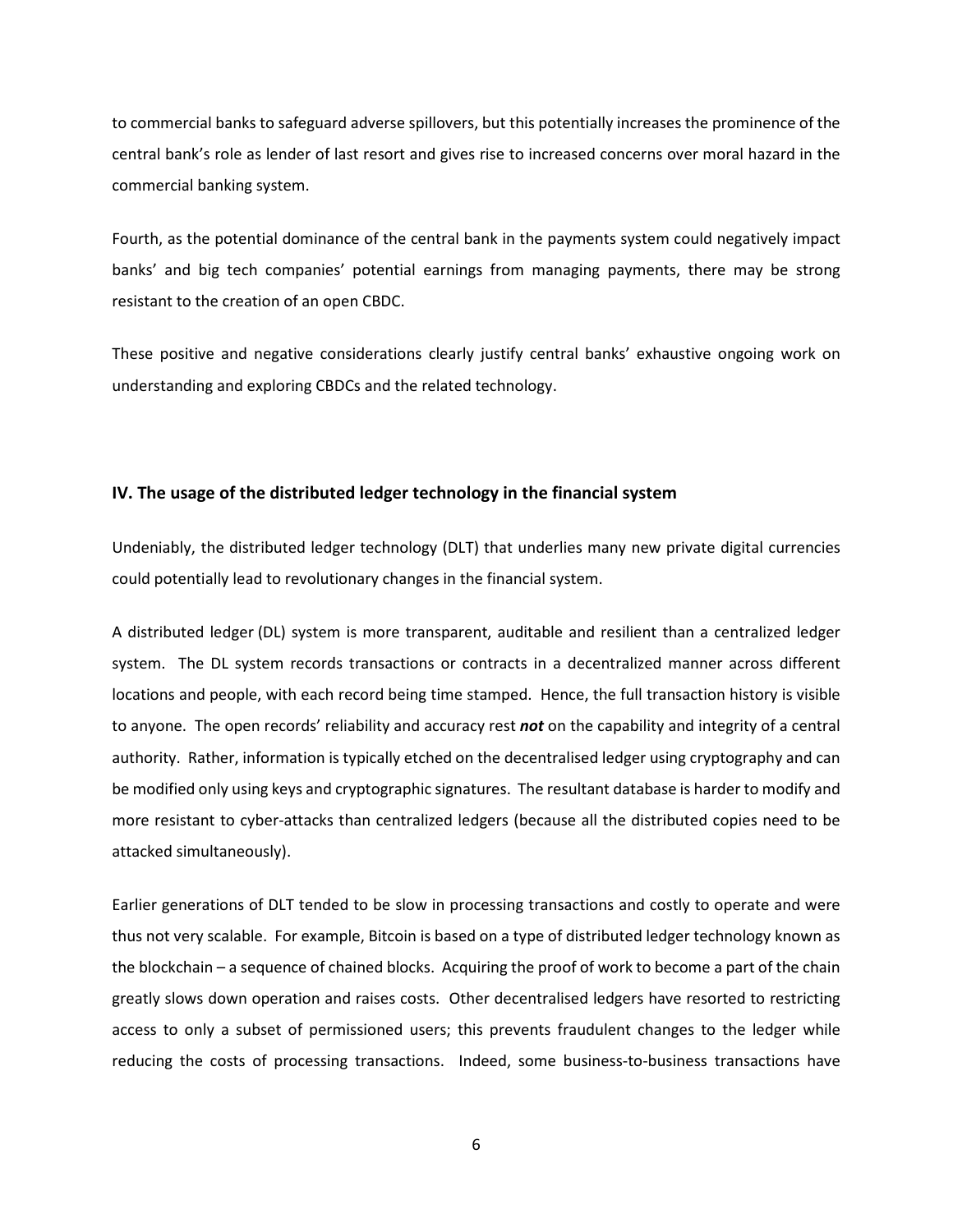to commercial banks to safeguard adverse spillovers, but this potentially increases the prominence of the central bank's role as lender of last resort and gives rise to increased concerns over moral hazard in the commercial banking system.

Fourth, as the potential dominance of the central bank in the payments system could negatively impact banks' and big tech companies' potential earnings from managing payments, there may be strong resistant to the creation of an open CBDC.

These positive and negative considerations clearly justify central banks' exhaustive ongoing work on understanding and exploring CBDCs and the related technology.

## IV. The usage of the distributed ledger technology in the financial system

Undeniably, the distributed ledger technology (DLT) that underlies many new private digital currencies could potentially lead to revolutionary changes in the financial system.

A distributed ledger (DL) system is more transparent, auditable and resilient than a centralized ledger system. The DL system records transactions or contracts in a decentralized manner across different locations and people, with each record being time stamped. Hence, the full transaction history is visible to anyone. The open records' reliability and accuracy rest ***not*** on the capability and integrity of a central authority. Rather, information is typically etched on the decentralised ledger using cryptography and can be modified only using keys and cryptographic signatures. The resultant database is harder to modify and more resistant to cyber-attacks than centralized ledgers (because all the distributed copies need to be attacked simultaneously).

Earlier generations of DLT tended to be slow in processing transactions and costly to operate and were thus not very scalable. For example, Bitcoin is based on a type of distributed ledger technology known as the blockchain – a sequence of chained blocks. Acquiring the proof of work to become a part of the chain greatly slows down operation and raises costs. Other decentralised ledgers have resorted to restricting access to only a subset of permissioned users; this prevents fraudulent changes to the ledger while reducing the costs of processing transactions. Indeed, some business-to-business transactions have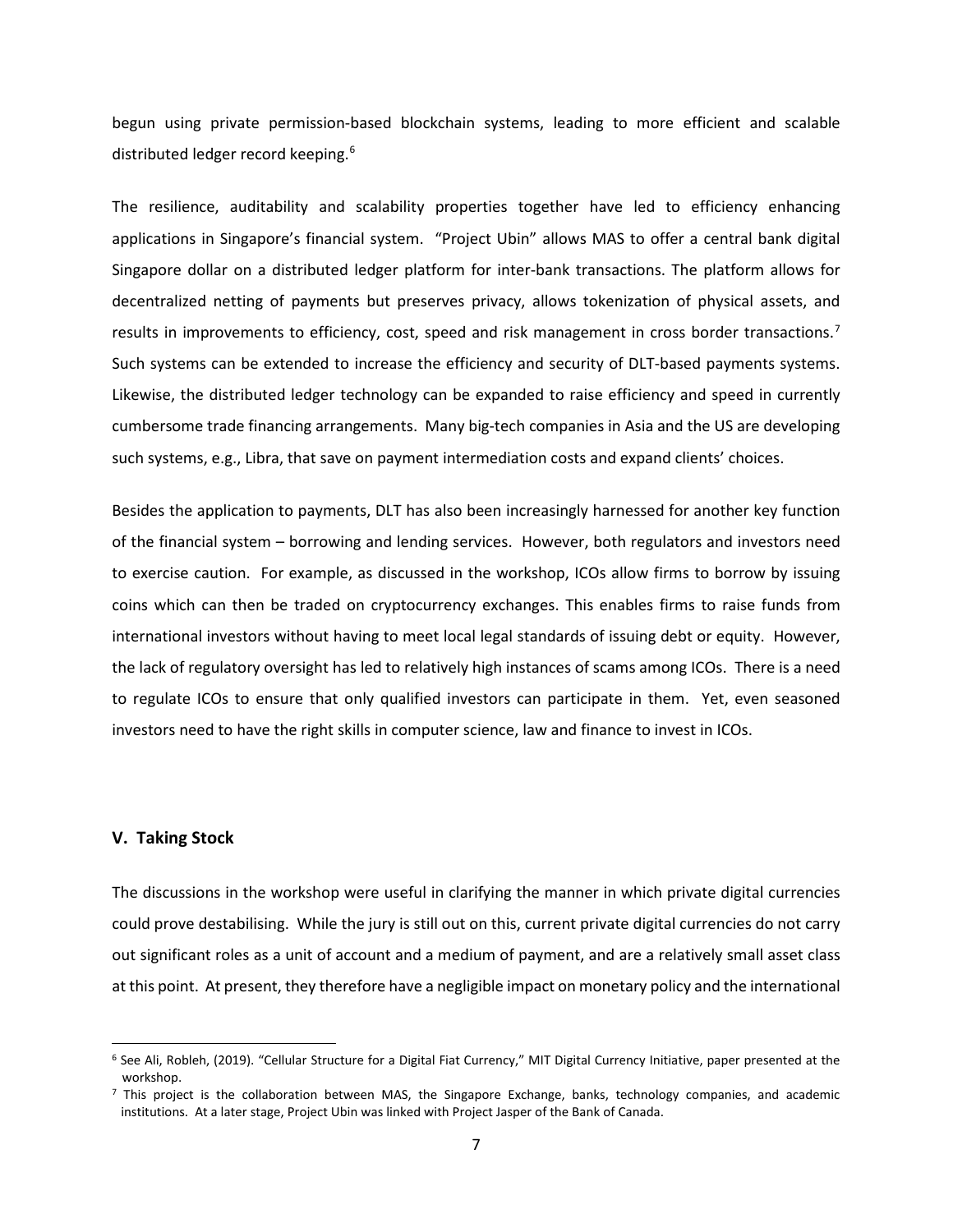begun using private permission-based blockchain systems, leading to more efficient and scalable distributed ledger record keeping.[6]

The resilience, auditability and scalability properties together have led to efficiency enhancing applications in Singapore's financial system. "Project Ubin" allows MAS to offer a central bank digital Singapore dollar on a distributed ledger platform for inter-bank transactions. The platform allows for decentralized netting of payments but preserves privacy, allows tokenization of physical assets, and results in improvements to efficiency, cost, speed and risk management in cross border transactions.[7] Such systems can be extended to increase the efficiency and security of DLT-based payments systems. Likewise, the distributed ledger technology can be expanded to raise efficiency and speed in currently cumbersome trade financing arrangements. Many big-tech companies in Asia and the US are developing such systems, e.g., Libra, that save on payment intermediation costs and expand clients' choices.

Besides the application to payments, DLT has also been increasingly harnessed for another key function of the financial system – borrowing and lending services. However, both regulators and investors need to exercise caution. For example, as discussed in the workshop, ICOs allow firms to borrow by issuing coins which can then be traded on cryptocurrency exchanges. This enables firms to raise funds from international investors without having to meet local legal standards of issuing debt or equity. However, the lack of regulatory oversight has led to relatively high instances of scams among ICOs. There is a need to regulate ICOs to ensure that only qualified investors can participate in them. Yet, even seasoned investors need to have the right skills in computer science, law and finance to invest in ICOs.

## V. Taking Stock

The discussions in the workshop were useful in clarifying the manner in which private digital currencies could prove destabilising. While the jury is still out on this, current private digital currencies do not carry out significant roles as a unit of account and a medium of payment, and are a relatively small asset class at this point. At present, they therefore have a negligible impact on monetary policy and the international

---

[6] See Ali, Robleh, (2019). "Cellular Structure for a Digital Fiat Currency," MIT Digital Currency Initiative, paper presented at the workshop.

[7] This project is the collaboration between MAS, the Singapore Exchange, banks, technology companies, and academic institutions. At a later stage, Project Ubin was linked with Project Jasper of the Bank of Canada.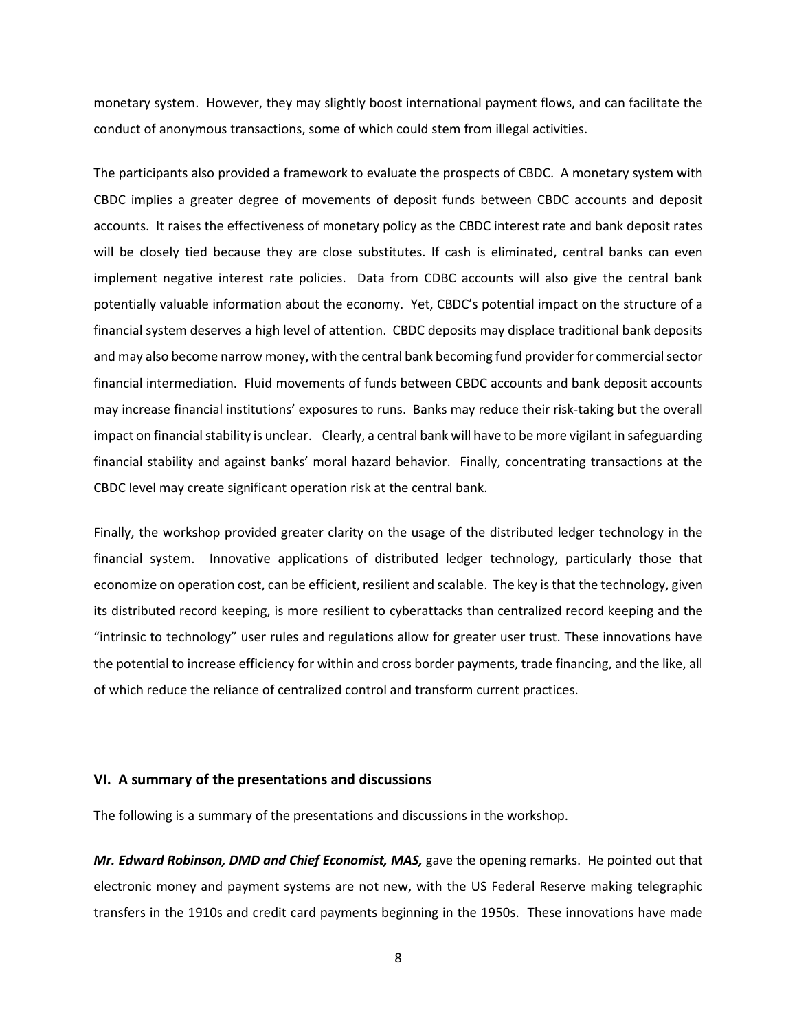monetary system. However, they may slightly boost international payment flows, and can facilitate the conduct of anonymous transactions, some of which could stem from illegal activities.

The participants also provided a framework to evaluate the prospects of CBDC. A monetary system with CBDC implies a greater degree of movements of deposit funds between CBDC accounts and deposit accounts. It raises the effectiveness of monetary policy as the CBDC interest rate and bank deposit rates will be closely tied because they are close substitutes. If cash is eliminated, central banks can even implement negative interest rate policies. Data from CDBC accounts will also give the central bank potentially valuable information about the economy. Yet, CBDC's potential impact on the structure of a financial system deserves a high level of attention. CBDC deposits may displace traditional bank deposits and may also become narrow money, with the central bank becoming fund provider for commercial sector financial intermediation. Fluid movements of funds between CBDC accounts and bank deposit accounts may increase financial institutions' exposures to runs. Banks may reduce their risk-taking but the overall impact on financial stability is unclear. Clearly, a central bank will have to be more vigilant in safeguarding financial stability and against banks' moral hazard behavior. Finally, concentrating transactions at the CBDC level may create significant operation risk at the central bank.

Finally, the workshop provided greater clarity on the usage of the distributed ledger technology in the financial system. Innovative applications of distributed ledger technology, particularly those that economize on operation cost, can be efficient, resilient and scalable. The key is that the technology, given its distributed record keeping, is more resilient to cyberattacks than centralized record keeping and the "intrinsic to technology" user rules and regulations allow for greater user trust. These innovations have the potential to increase efficiency for within and cross border payments, trade financing, and the like, all of which reduce the reliance of centralized control and transform current practices.

## VI. A summary of the presentations and discussions

The following is a summary of the presentations and discussions in the workshop.

***Mr. Edward Robinson, DMD and Chief Economist, MAS,*** gave the opening remarks. He pointed out that electronic money and payment systems are not new, with the US Federal Reserve making telegraphic transfers in the 1910s and credit card payments beginning in the 1950s. These innovations have made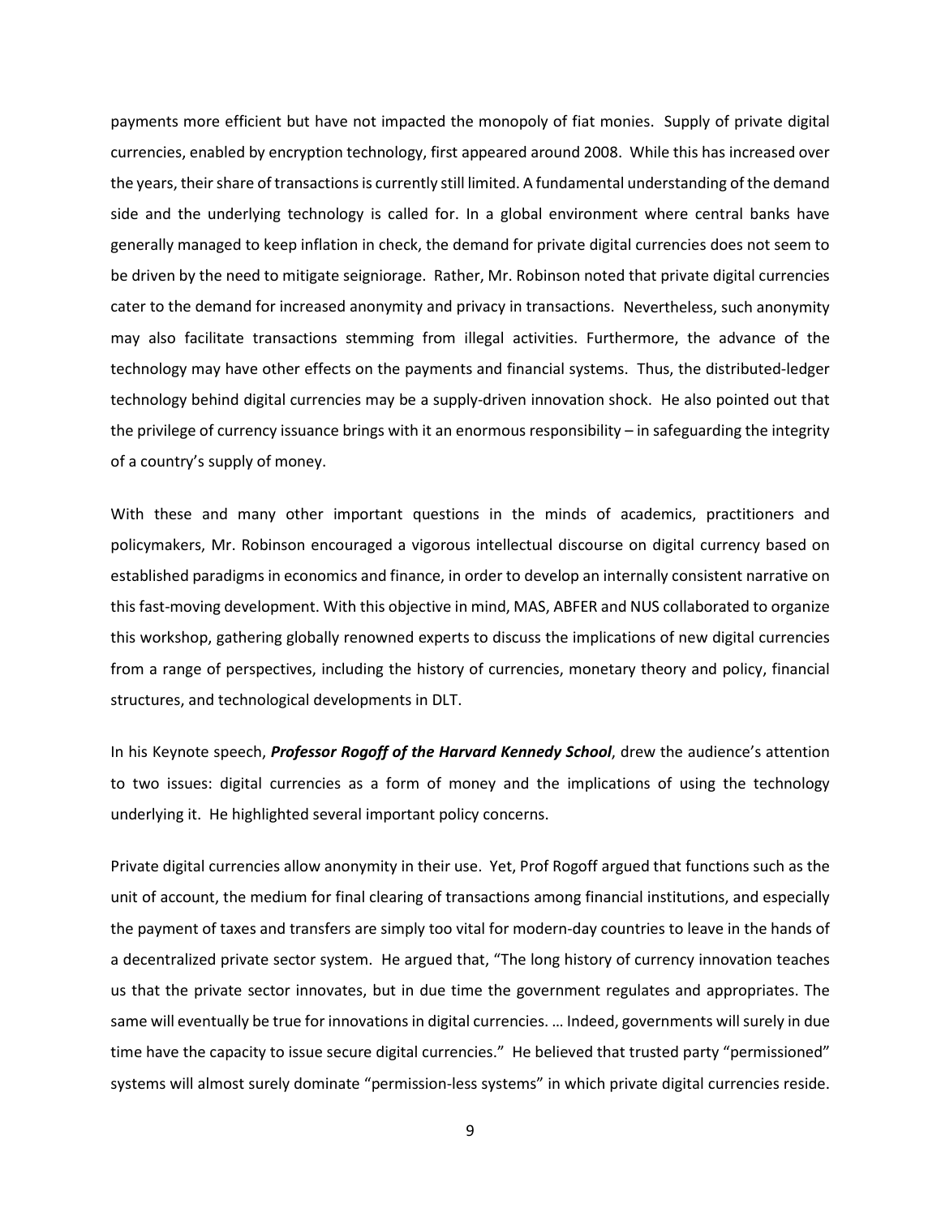payments more efficient but have not impacted the monopoly of fiat monies. Supply of private digital currencies, enabled by encryption technology, first appeared around 2008. While this has increased over the years, their share of transactions is currently still limited. A fundamental understanding of the demand side and the underlying technology is called for. In a global environment where central banks have generally managed to keep inflation in check, the demand for private digital currencies does not seem to be driven by the need to mitigate seigniorage. Rather, Mr. Robinson noted that private digital currencies cater to the demand for increased anonymity and privacy in transactions. Nevertheless, such anonymity may also facilitate transactions stemming from illegal activities. Furthermore, the advance of the technology may have other effects on the payments and financial systems. Thus, the distributed-ledger technology behind digital currencies may be a supply-driven innovation shock. He also pointed out that the privilege of currency issuance brings with it an enormous responsibility – in safeguarding the integrity of a country's supply of money.

With these and many other important questions in the minds of academics, practitioners and policymakers, Mr. Robinson encouraged a vigorous intellectual discourse on digital currency based on established paradigms in economics and finance, in order to develop an internally consistent narrative on this fast-moving development. With this objective in mind, MAS, ABFER and NUS collaborated to organize this workshop, gathering globally renowned experts to discuss the implications of new digital currencies from a range of perspectives, including the history of currencies, monetary theory and policy, financial structures, and technological developments in DLT.

In his Keynote speech, ***Professor Rogoff of the Harvard Kennedy School***, drew the audience's attention to two issues: digital currencies as a form of money and the implications of using the technology underlying it. He highlighted several important policy concerns.

Private digital currencies allow anonymity in their use. Yet, Prof Rogoff argued that functions such as the unit of account, the medium for final clearing of transactions among financial institutions, and especially the payment of taxes and transfers are simply too vital for modern-day countries to leave in the hands of a decentralized private sector system. He argued that, "The long history of currency innovation teaches us that the private sector innovates, but in due time the government regulates and appropriates. The same will eventually be true for innovations in digital currencies. … Indeed, governments will surely in due time have the capacity to issue secure digital currencies." He believed that trusted party "permissioned" systems will almost surely dominate "permission-less systems" in which private digital currencies reside.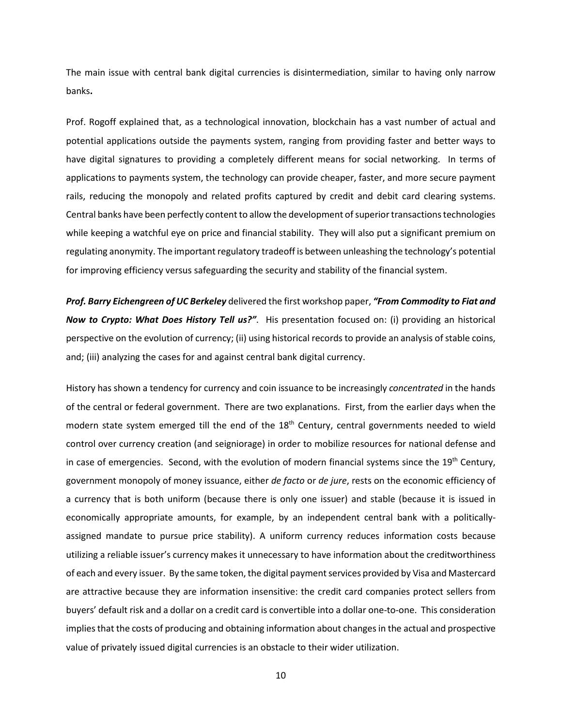The main issue with central bank digital currencies is disintermediation, similar to having only narrow banks**.**

Prof. Rogoff explained that, as a technological innovation, blockchain has a vast number of actual and potential applications outside the payments system, ranging from providing faster and better ways to have digital signatures to providing a completely different means for social networking. In terms of applications to payments system, the technology can provide cheaper, faster, and more secure payment rails, reducing the monopoly and related profits captured by credit and debit card clearing systems. Central banks have been perfectly content to allow the development of superior transactions technologies while keeping a watchful eye on price and financial stability. They will also put a significant premium on regulating anonymity. The important regulatory tradeoff is between unleashing the technology's potential for improving efficiency versus safeguarding the security and stability of the financial system.

***Prof. Barry Eichengreen of UC Berkeley*** delivered the first workshop paper, ***"From Commodity to Fiat and Now to Crypto: What Does History Tell us?"***. His presentation focused on: (i) providing an historical perspective on the evolution of currency; (ii) using historical records to provide an analysis of stable coins, and; (iii) analyzing the cases for and against central bank digital currency.

History has shown a tendency for currency and coin issuance to be increasingly *concentrated* in the hands of the central or federal government. There are two explanations. First, from the earlier days when the modern state system emerged till the end of the 18th Century, central governments needed to wield control over currency creation (and seigniorage) in order to mobilize resources for national defense and in case of emergencies. Second, with the evolution of modern financial systems since the 19th Century, government monopoly of money issuance, either *de facto* or *de jure*, rests on the economic efficiency of a currency that is both uniform (because there is only one issuer) and stable (because it is issued in economically appropriate amounts, for example, by an independent central bank with a politically-assigned mandate to pursue price stability). A uniform currency reduces information costs because utilizing a reliable issuer's currency makes it unnecessary to have information about the creditworthiness of each and every issuer. By the same token, the digital payment services provided by Visa and Mastercard are attractive because they are information insensitive: the credit card companies protect sellers from buyers' default risk and a dollar on a credit card is convertible into a dollar one-to-one. This consideration implies that the costs of producing and obtaining information about changes in the actual and prospective value of privately issued digital currencies is an obstacle to their wider utilization.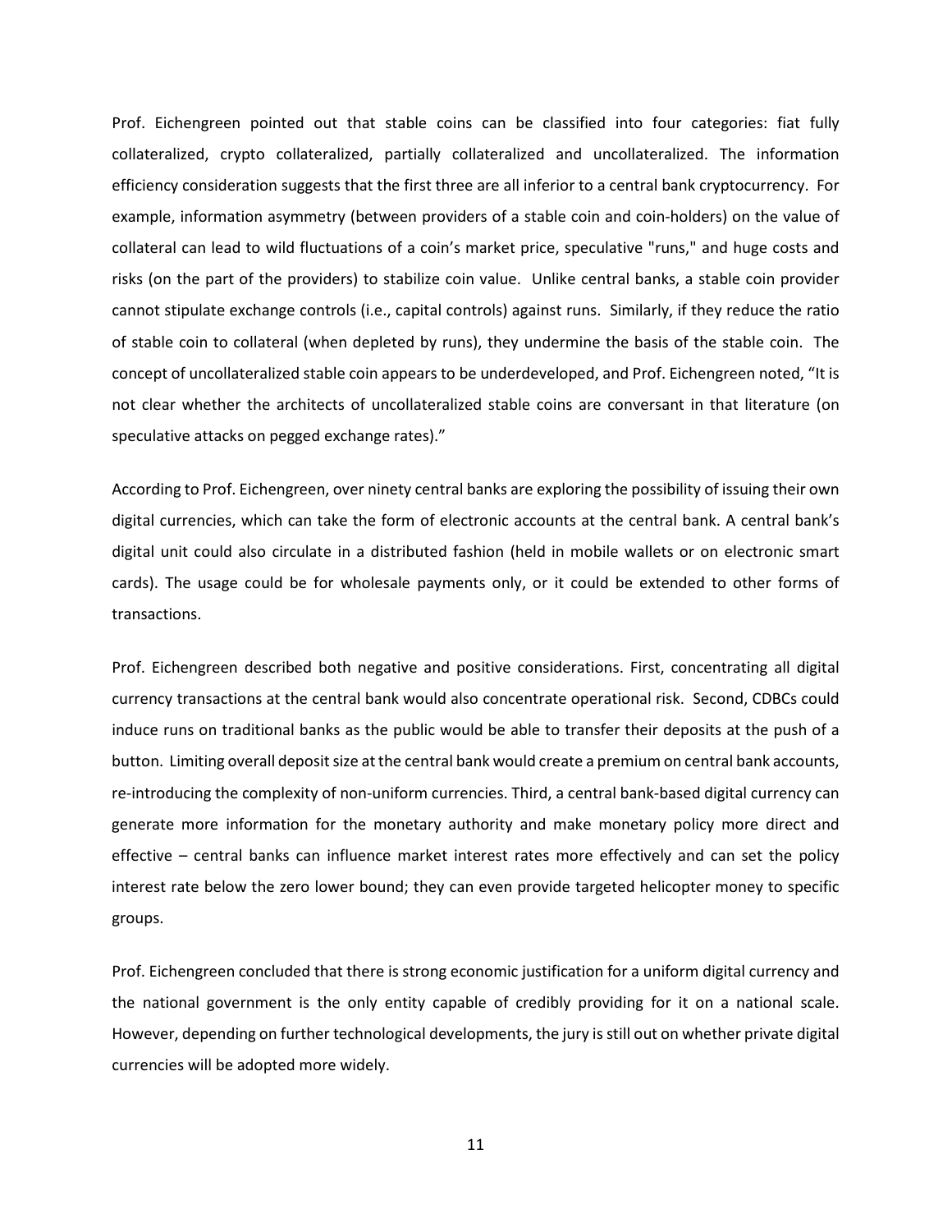Prof. Eichengreen pointed out that stable coins can be classified into four categories: fiat fully collateralized, crypto collateralized, partially collateralized and uncollateralized. The information efficiency consideration suggests that the first three are all inferior to a central bank cryptocurrency. For example, information asymmetry (between providers of a stable coin and coin-holders) on the value of collateral can lead to wild fluctuations of a coin's market price, speculative "runs," and huge costs and risks (on the part of the providers) to stabilize coin value. Unlike central banks, a stable coin provider cannot stipulate exchange controls (i.e., capital controls) against runs. Similarly, if they reduce the ratio of stable coin to collateral (when depleted by runs), they undermine the basis of the stable coin. The concept of uncollateralized stable coin appears to be underdeveloped, and Prof. Eichengreen noted, "It is not clear whether the architects of uncollateralized stable coins are conversant in that literature (on speculative attacks on pegged exchange rates)."

According to Prof. Eichengreen, over ninety central banks are exploring the possibility of issuing their own digital currencies, which can take the form of electronic accounts at the central bank. A central bank's digital unit could also circulate in a distributed fashion (held in mobile wallets or on electronic smart cards). The usage could be for wholesale payments only, or it could be extended to other forms of transactions.

Prof. Eichengreen described both negative and positive considerations. First, concentrating all digital currency transactions at the central bank would also concentrate operational risk. Second, CDBCs could induce runs on traditional banks as the public would be able to transfer their deposits at the push of a button. Limiting overall deposit size at the central bank would create a premium on central bank accounts, re-introducing the complexity of non-uniform currencies. Third, a central bank-based digital currency can generate more information for the monetary authority and make monetary policy more direct and effective – central banks can influence market interest rates more effectively and can set the policy interest rate below the zero lower bound; they can even provide targeted helicopter money to specific groups.

Prof. Eichengreen concluded that there is strong economic justification for a uniform digital currency and the national government is the only entity capable of credibly providing for it on a national scale. However, depending on further technological developments, the jury is still out on whether private digital currencies will be adopted more widely.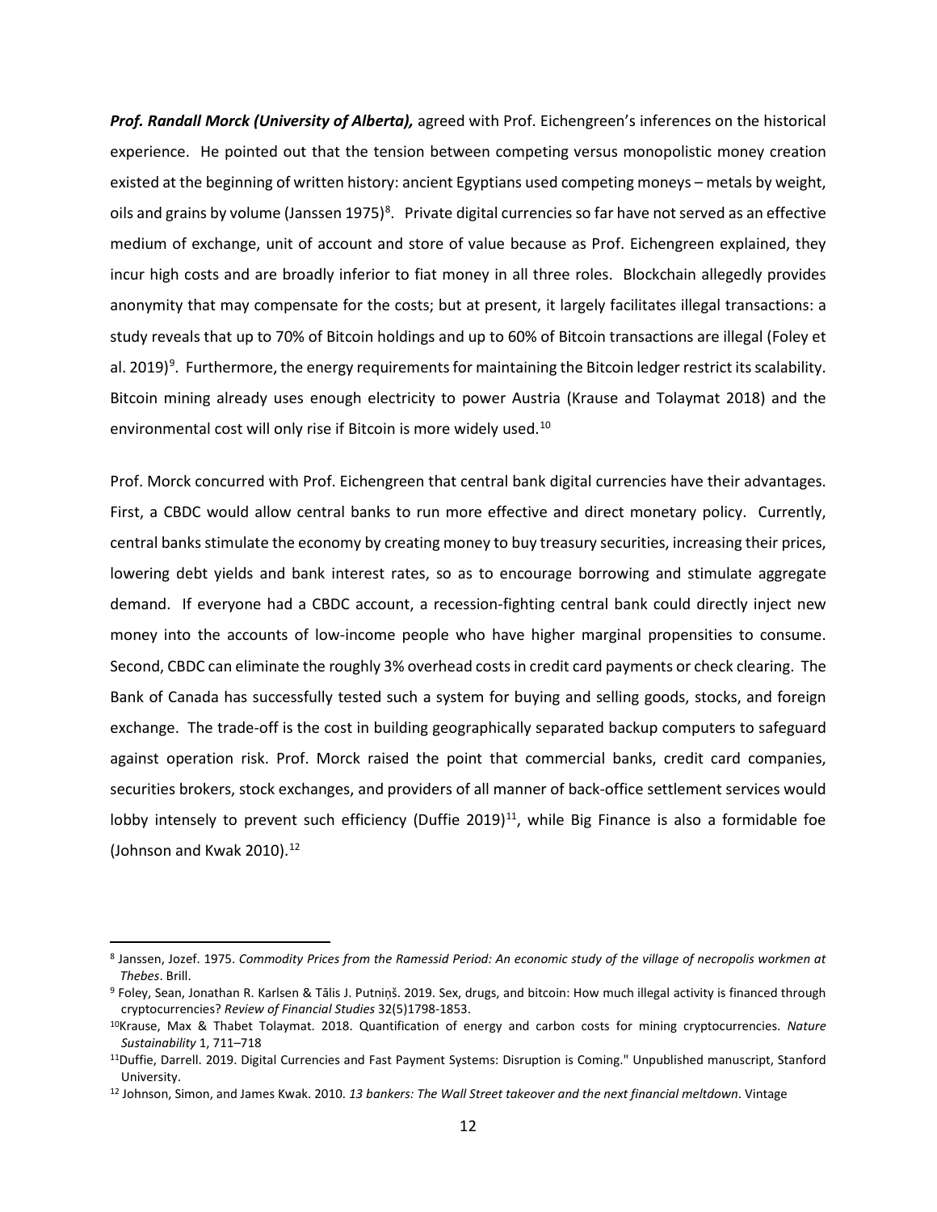***Prof. Randall Morck (University of Alberta),*** agreed with Prof. Eichengreen's inferences on the historical experience. He pointed out that the tension between competing versus monopolistic money creation existed at the beginning of written history: ancient Egyptians used competing moneys – metals by weight, oils and grains by volume (Janssen 1975)[8]. Private digital currencies so far have not served as an effective medium of exchange, unit of account and store of value because as Prof. Eichengreen explained, they incur high costs and are broadly inferior to fiat money in all three roles. Blockchain allegedly provides anonymity that may compensate for the costs; but at present, it largely facilitates illegal transactions: a study reveals that up to 70% of Bitcoin holdings and up to 60% of Bitcoin transactions are illegal (Foley et al. 2019)[9]. Furthermore, the energy requirements for maintaining the Bitcoin ledger restrict its scalability. Bitcoin mining already uses enough electricity to power Austria (Krause and Tolaymat 2018) and the environmental cost will only rise if Bitcoin is more widely used.[10]

Prof. Morck concurred with Prof. Eichengreen that central bank digital currencies have their advantages. First, a CBDC would allow central banks to run more effective and direct monetary policy. Currently, central banks stimulate the economy by creating money to buy treasury securities, increasing their prices, lowering debt yields and bank interest rates, so as to encourage borrowing and stimulate aggregate demand. If everyone had a CBDC account, a recession-fighting central bank could directly inject new money into the accounts of low-income people who have higher marginal propensities to consume. Second, CBDC can eliminate the roughly 3% overhead costs in credit card payments or check clearing. The Bank of Canada has successfully tested such a system for buying and selling goods, stocks, and foreign exchange. The trade-off is the cost in building geographically separated backup computers to safeguard against operation risk. Prof. Morck raised the point that commercial banks, credit card companies, securities brokers, stock exchanges, and providers of all manner of back-office settlement services would lobby intensely to prevent such efficiency (Duffie 2019)[11], while Big Finance is also a formidable foe (Johnson and Kwak 2010).[12]

---

[8] Janssen, Jozef. 1975. *Commodity Prices from the Ramessid Period: An economic study of the village of necropolis workmen at Thebes*. Brill.

[9] Foley, Sean, Jonathan R. Karlsen & Tālis J. Putniņš. 2019. Sex, drugs, and bitcoin: How much illegal activity is financed through cryptocurrencies? *Review of Financial Studies* 32(5)1798-1853.

[10] Krause, Max & Thabet Tolaymat. 2018. Quantification of energy and carbon costs for mining cryptocurrencies. *Nature Sustainability* 1, 711–718

[11] Duffie, Darrell. 2019. Digital Currencies and Fast Payment Systems: Disruption is Coming." Unpublished manuscript, Stanford University.

[12] Johnson, Simon, and James Kwak. 2010. *13 bankers: The Wall Street takeover and the next financial meltdown*. Vintage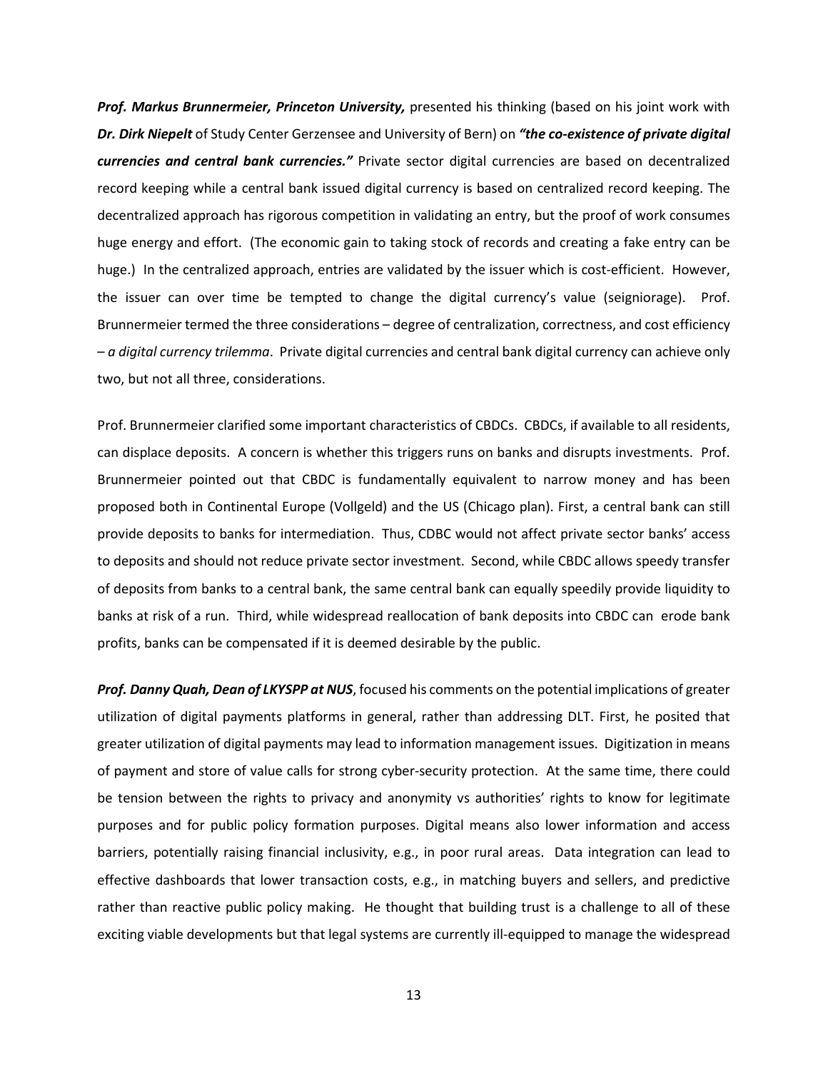***Prof. Markus Brunnermeier, Princeton University,*** presented his thinking (based on his joint work with ***Dr. Dirk Niepelt*** of Study Center Gerzensee and University of Bern) on ***"the co-existence of private digital currencies and central bank currencies."*** Private sector digital currencies are based on decentralized record keeping while a central bank issued digital currency is based on centralized record keeping. The decentralized approach has rigorous competition in validating an entry, but the proof of work consumes huge energy and effort. (The economic gain to taking stock of records and creating a fake entry can be huge.) In the centralized approach, entries are validated by the issuer which is cost-efficient. However, the issuer can over time be tempted to change the digital currency's value (seigniorage). Prof. Brunnermeier termed the three considerations – degree of centralization, correctness, and cost efficiency – *a digital currency trilemma*. Private digital currencies and central bank digital currency can achieve only two, but not all three, considerations.

Prof. Brunnermeier clarified some important characteristics of CBDCs. CBDCs, if available to all residents, can displace deposits. A concern is whether this triggers runs on banks and disrupts investments. Prof. Brunnermeier pointed out that CBDC is fundamentally equivalent to narrow money and has been proposed both in Continental Europe (Vollgeld) and the US (Chicago plan). First, a central bank can still provide deposits to banks for intermediation. Thus, CDBC would not affect private sector banks' access to deposits and should not reduce private sector investment. Second, while CBDC allows speedy transfer of deposits from banks to a central bank, the same central bank can equally speedily provide liquidity to banks at risk of a run. Third, while widespread reallocation of bank deposits into CBDC can erode bank profits, banks can be compensated if it is deemed desirable by the public.

***Prof. Danny Quah, Dean of LKYSPP at NUS***, focused his comments on the potential implications of greater utilization of digital payments platforms in general, rather than addressing DLT. First, he posited that greater utilization of digital payments may lead to information management issues. Digitization in means of payment and store of value calls for strong cyber-security protection. At the same time, there could be tension between the rights to privacy and anonymity vs authorities' rights to know for legitimate purposes and for public policy formation purposes. Digital means also lower information and access barriers, potentially raising financial inclusivity, e.g., in poor rural areas. Data integration can lead to effective dashboards that lower transaction costs, e.g., in matching buyers and sellers, and predictive rather than reactive public policy making. He thought that building trust is a challenge to all of these exciting viable developments but that legal systems are currently ill-equipped to manage the widespread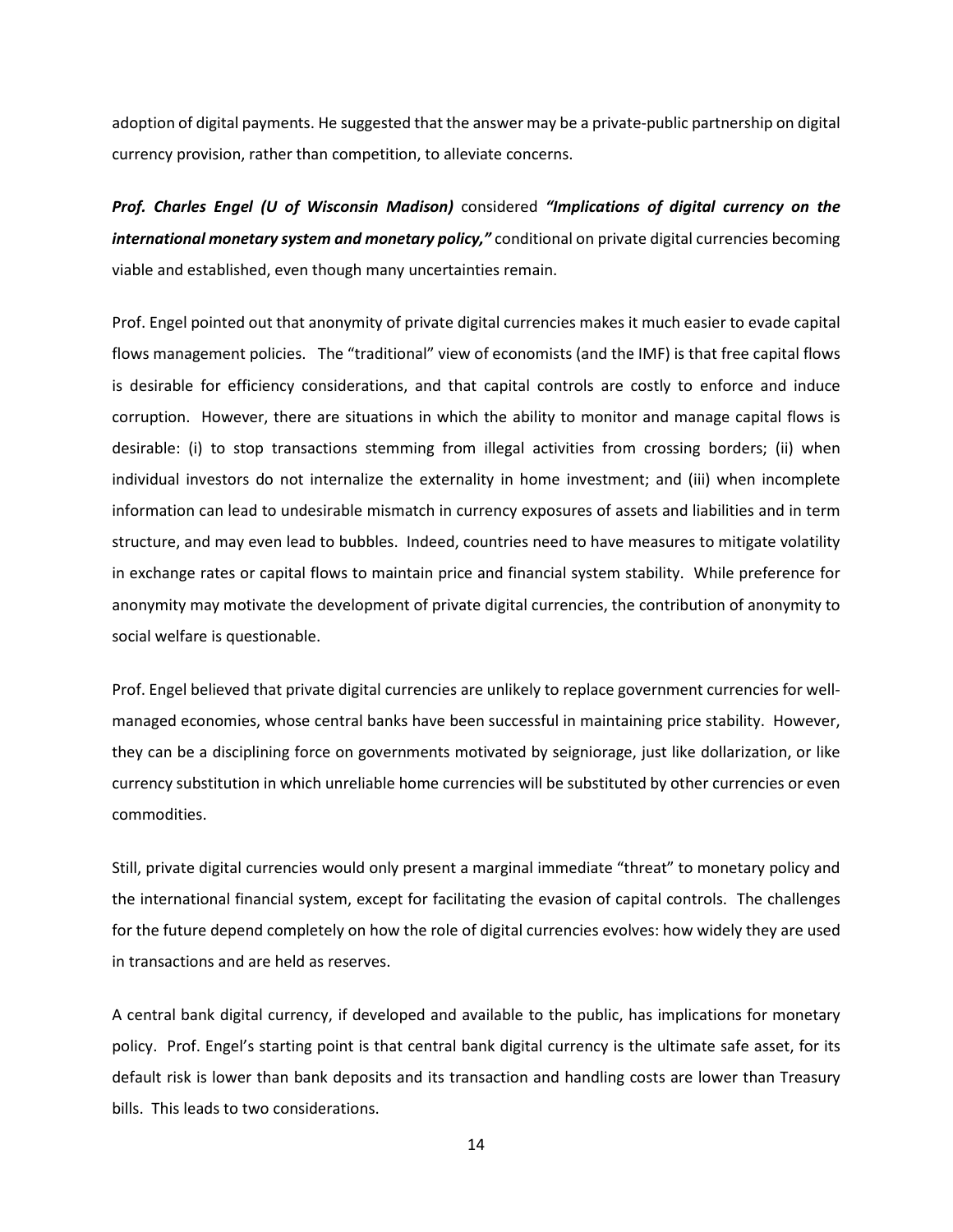adoption of digital payments. He suggested that the answer may be a private-public partnership on digital currency provision, rather than competition, to alleviate concerns.

***Prof. Charles Engel (U of Wisconsin Madison)*** considered ***"Implications of digital currency on the international monetary system and monetary policy,"*** conditional on private digital currencies becoming viable and established, even though many uncertainties remain.

Prof. Engel pointed out that anonymity of private digital currencies makes it much easier to evade capital flows management policies. The "traditional" view of economists (and the IMF) is that free capital flows is desirable for efficiency considerations, and that capital controls are costly to enforce and induce corruption. However, there are situations in which the ability to monitor and manage capital flows is desirable: (i) to stop transactions stemming from illegal activities from crossing borders; (ii) when individual investors do not internalize the externality in home investment; and (iii) when incomplete information can lead to undesirable mismatch in currency exposures of assets and liabilities and in term structure, and may even lead to bubbles. Indeed, countries need to have measures to mitigate volatility in exchange rates or capital flows to maintain price and financial system stability. While preference for anonymity may motivate the development of private digital currencies, the contribution of anonymity to social welfare is questionable.

Prof. Engel believed that private digital currencies are unlikely to replace government currencies for well-managed economies, whose central banks have been successful in maintaining price stability. However, they can be a disciplining force on governments motivated by seigniorage, just like dollarization, or like currency substitution in which unreliable home currencies will be substituted by other currencies or even commodities.

Still, private digital currencies would only present a marginal immediate "threat" to monetary policy and the international financial system, except for facilitating the evasion of capital controls. The challenges for the future depend completely on how the role of digital currencies evolves: how widely they are used in transactions and are held as reserves.

A central bank digital currency, if developed and available to the public, has implications for monetary policy. Prof. Engel's starting point is that central bank digital currency is the ultimate safe asset, for its default risk is lower than bank deposits and its transaction and handling costs are lower than Treasury bills. This leads to two considerations.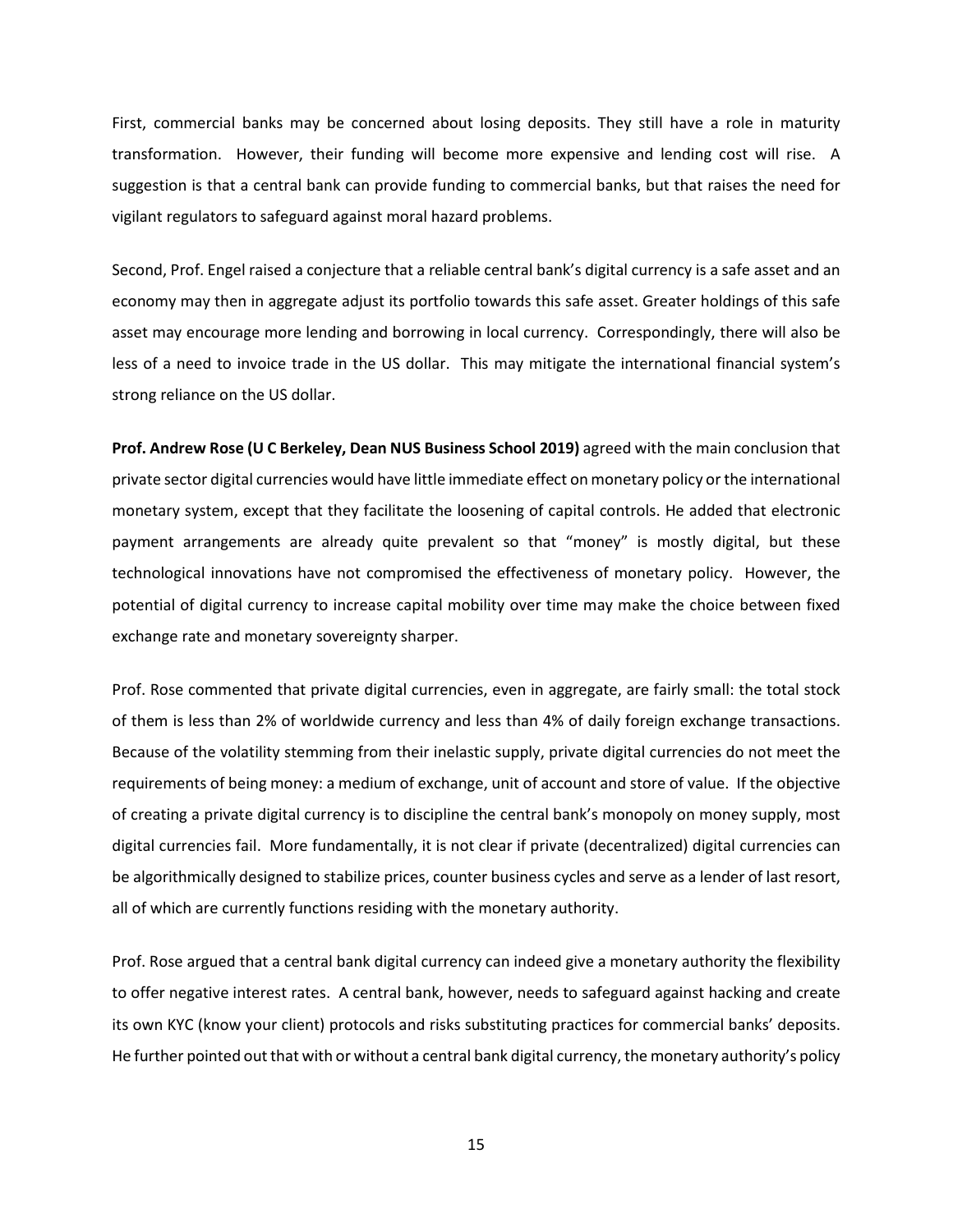First, commercial banks may be concerned about losing deposits. They still have a role in maturity transformation. However, their funding will become more expensive and lending cost will rise. A suggestion is that a central bank can provide funding to commercial banks, but that raises the need for vigilant regulators to safeguard against moral hazard problems.

Second, Prof. Engel raised a conjecture that a reliable central bank's digital currency is a safe asset and an economy may then in aggregate adjust its portfolio towards this safe asset. Greater holdings of this safe asset may encourage more lending and borrowing in local currency. Correspondingly, there will also be less of a need to invoice trade in the US dollar. This may mitigate the international financial system's strong reliance on the US dollar.

**Prof. Andrew Rose (U C Berkeley, Dean NUS Business School 2019)** agreed with the main conclusion that private sector digital currencies would have little immediate effect on monetary policy or the international monetary system, except that they facilitate the loosening of capital controls. He added that electronic payment arrangements are already quite prevalent so that "money" is mostly digital, but these technological innovations have not compromised the effectiveness of monetary policy. However, the potential of digital currency to increase capital mobility over time may make the choice between fixed exchange rate and monetary sovereignty sharper.

Prof. Rose commented that private digital currencies, even in aggregate, are fairly small: the total stock of them is less than 2% of worldwide currency and less than 4% of daily foreign exchange transactions. Because of the volatility stemming from their inelastic supply, private digital currencies do not meet the requirements of being money: a medium of exchange, unit of account and store of value. If the objective of creating a private digital currency is to discipline the central bank's monopoly on money supply, most digital currencies fail. More fundamentally, it is not clear if private (decentralized) digital currencies can be algorithmically designed to stabilize prices, counter business cycles and serve as a lender of last resort, all of which are currently functions residing with the monetary authority.

Prof. Rose argued that a central bank digital currency can indeed give a monetary authority the flexibility to offer negative interest rates. A central bank, however, needs to safeguard against hacking and create its own KYC (know your client) protocols and risks substituting practices for commercial banks' deposits. He further pointed out that with or without a central bank digital currency, the monetary authority's policy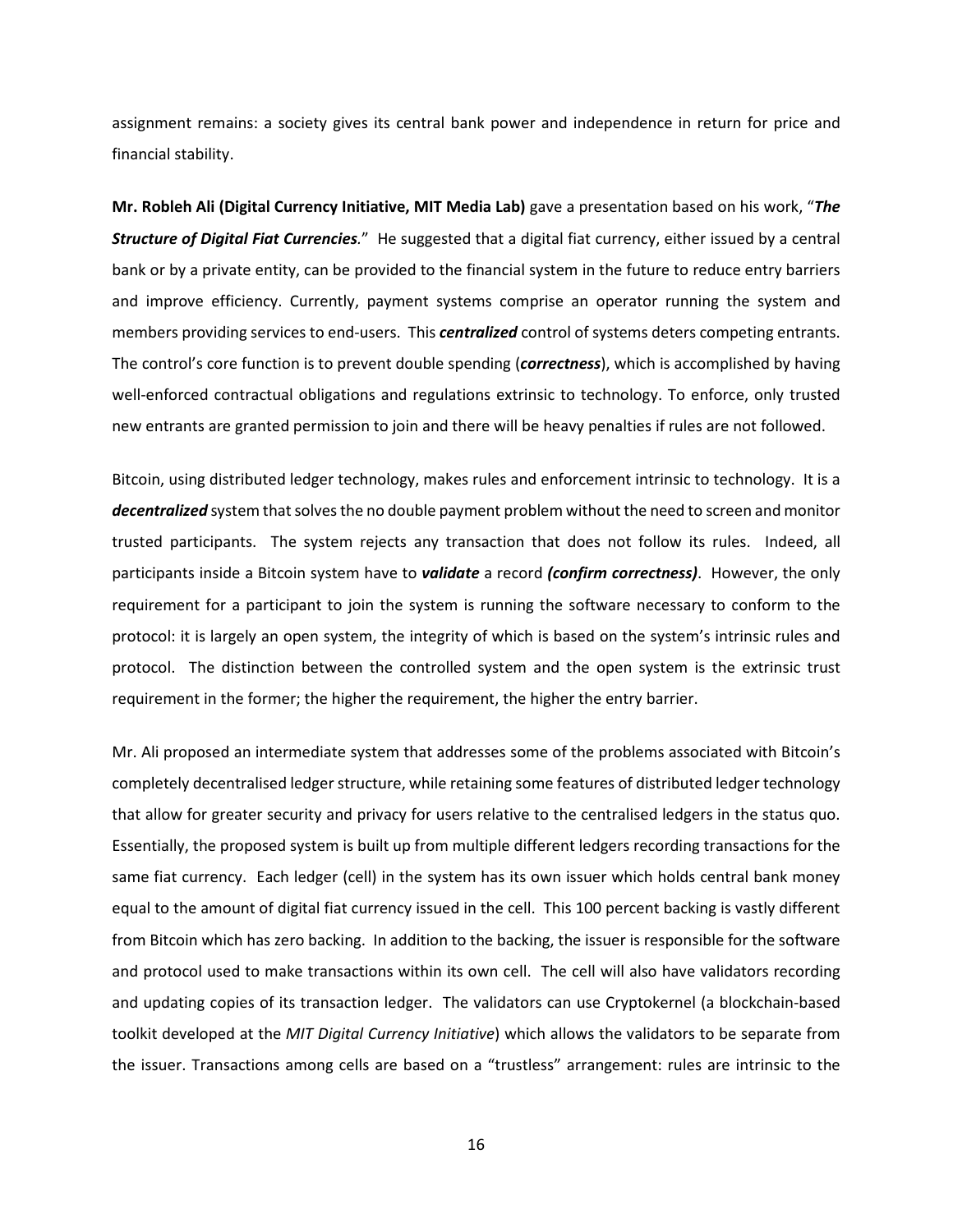assignment remains: a society gives its central bank power and independence in return for price and financial stability.

**Mr. Robleh Ali (Digital Currency Initiative, MIT Media Lab)** gave a presentation based on his work, "***The Structure of Digital Fiat Currencies.***" He suggested that a digital fiat currency, either issued by a central bank or by a private entity, can be provided to the financial system in the future to reduce entry barriers and improve efficiency. Currently, payment systems comprise an operator running the system and members providing services to end-users. This ***centralized*** control of systems deters competing entrants. The control's core function is to prevent double spending (***correctness***), which is accomplished by having well-enforced contractual obligations and regulations extrinsic to technology. To enforce, only trusted new entrants are granted permission to join and there will be heavy penalties if rules are not followed.

Bitcoin, using distributed ledger technology, makes rules and enforcement intrinsic to technology. It is a ***decentralized*** system that solves the no double payment problem without the need to screen and monitor trusted participants. The system rejects any transaction that does not follow its rules. Indeed, all participants inside a Bitcoin system have to ***validate*** a record ***(confirm correctness)***. However, the only requirement for a participant to join the system is running the software necessary to conform to the protocol: it is largely an open system, the integrity of which is based on the system's intrinsic rules and protocol. The distinction between the controlled system and the open system is the extrinsic trust requirement in the former; the higher the requirement, the higher the entry barrier.

Mr. Ali proposed an intermediate system that addresses some of the problems associated with Bitcoin's completely decentralised ledger structure, while retaining some features of distributed ledger technology that allow for greater security and privacy for users relative to the centralised ledgers in the status quo. Essentially, the proposed system is built up from multiple different ledgers recording transactions for the same fiat currency. Each ledger (cell) in the system has its own issuer which holds central bank money equal to the amount of digital fiat currency issued in the cell. This 100 percent backing is vastly different from Bitcoin which has zero backing. In addition to the backing, the issuer is responsible for the software and protocol used to make transactions within its own cell. The cell will also have validators recording and updating copies of its transaction ledger. The validators can use Cryptokernel (a blockchain-based toolkit developed at the *MIT Digital Currency Initiative*) which allows the validators to be separate from the issuer. Transactions among cells are based on a "trustless" arrangement: rules are intrinsic to the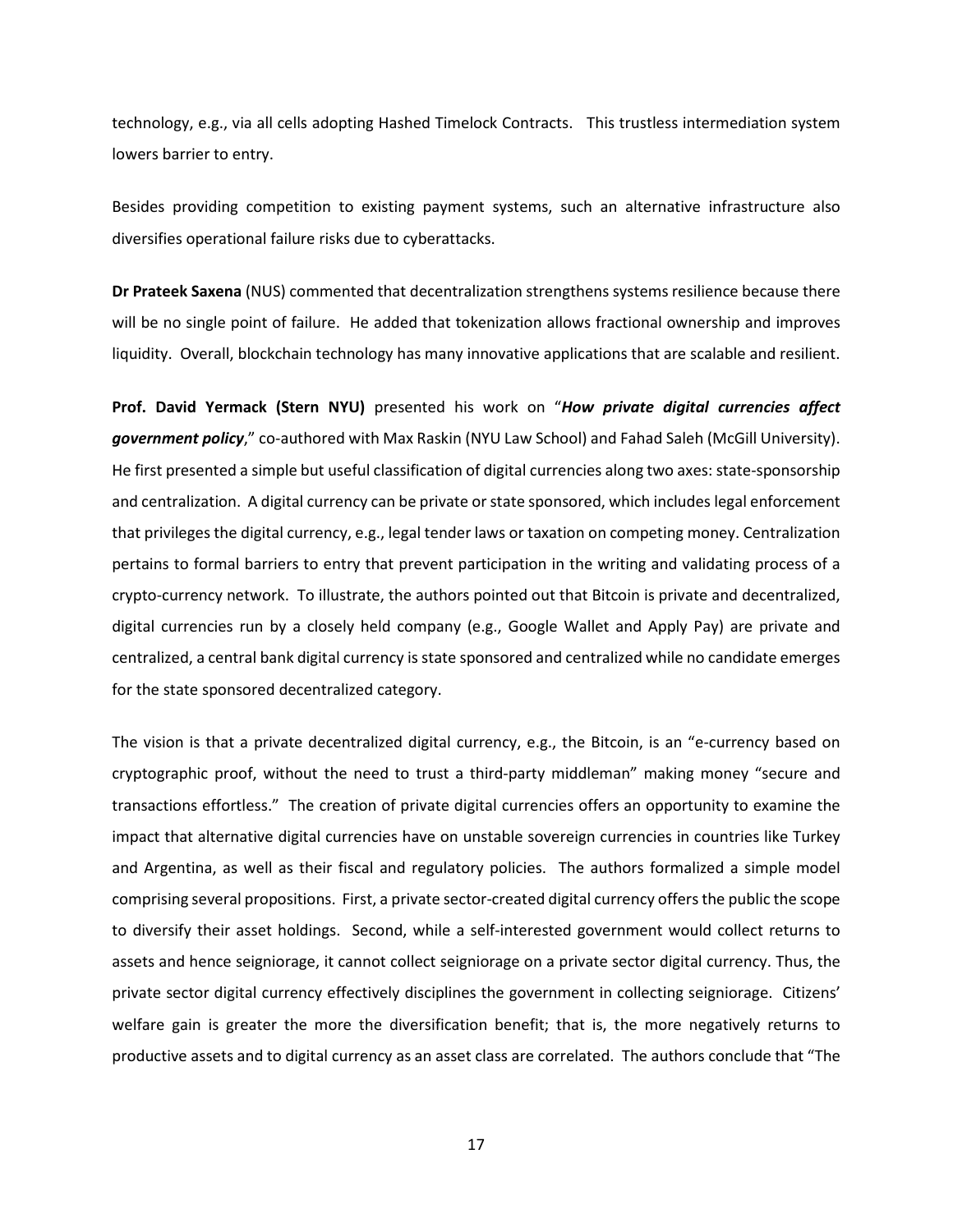technology, e.g., via all cells adopting Hashed Timelock Contracts. This trustless intermediation system lowers barrier to entry.

Besides providing competition to existing payment systems, such an alternative infrastructure also diversifies operational failure risks due to cyberattacks.

**Dr Prateek Saxena** (NUS) commented that decentralization strengthens systems resilience because there will be no single point of failure. He added that tokenization allows fractional ownership and improves liquidity. Overall, blockchain technology has many innovative applications that are scalable and resilient.

**Prof. David Yermack (Stern NYU)** presented his work on "***How private digital currencies affect government policy***," co-authored with Max Raskin (NYU Law School) and Fahad Saleh (McGill University). He first presented a simple but useful classification of digital currencies along two axes: state-sponsorship and centralization. A digital currency can be private or state sponsored, which includes legal enforcement that privileges the digital currency, e.g., legal tender laws or taxation on competing money. Centralization pertains to formal barriers to entry that prevent participation in the writing and validating process of a crypto-currency network. To illustrate, the authors pointed out that Bitcoin is private and decentralized, digital currencies run by a closely held company (e.g., Google Wallet and Apply Pay) are private and centralized, a central bank digital currency is state sponsored and centralized while no candidate emerges for the state sponsored decentralized category.

The vision is that a private decentralized digital currency, e.g., the Bitcoin, is an "e-currency based on cryptographic proof, without the need to trust a third-party middleman" making money "secure and transactions effortless." The creation of private digital currencies offers an opportunity to examine the impact that alternative digital currencies have on unstable sovereign currencies in countries like Turkey and Argentina, as well as their fiscal and regulatory policies. The authors formalized a simple model comprising several propositions. First, a private sector-created digital currency offers the public the scope to diversify their asset holdings. Second, while a self-interested government would collect returns to assets and hence seigniorage, it cannot collect seigniorage on a private sector digital currency. Thus, the private sector digital currency effectively disciplines the government in collecting seigniorage. Citizens' welfare gain is greater the more the diversification benefit; that is, the more negatively returns to productive assets and to digital currency as an asset class are correlated. The authors conclude that "The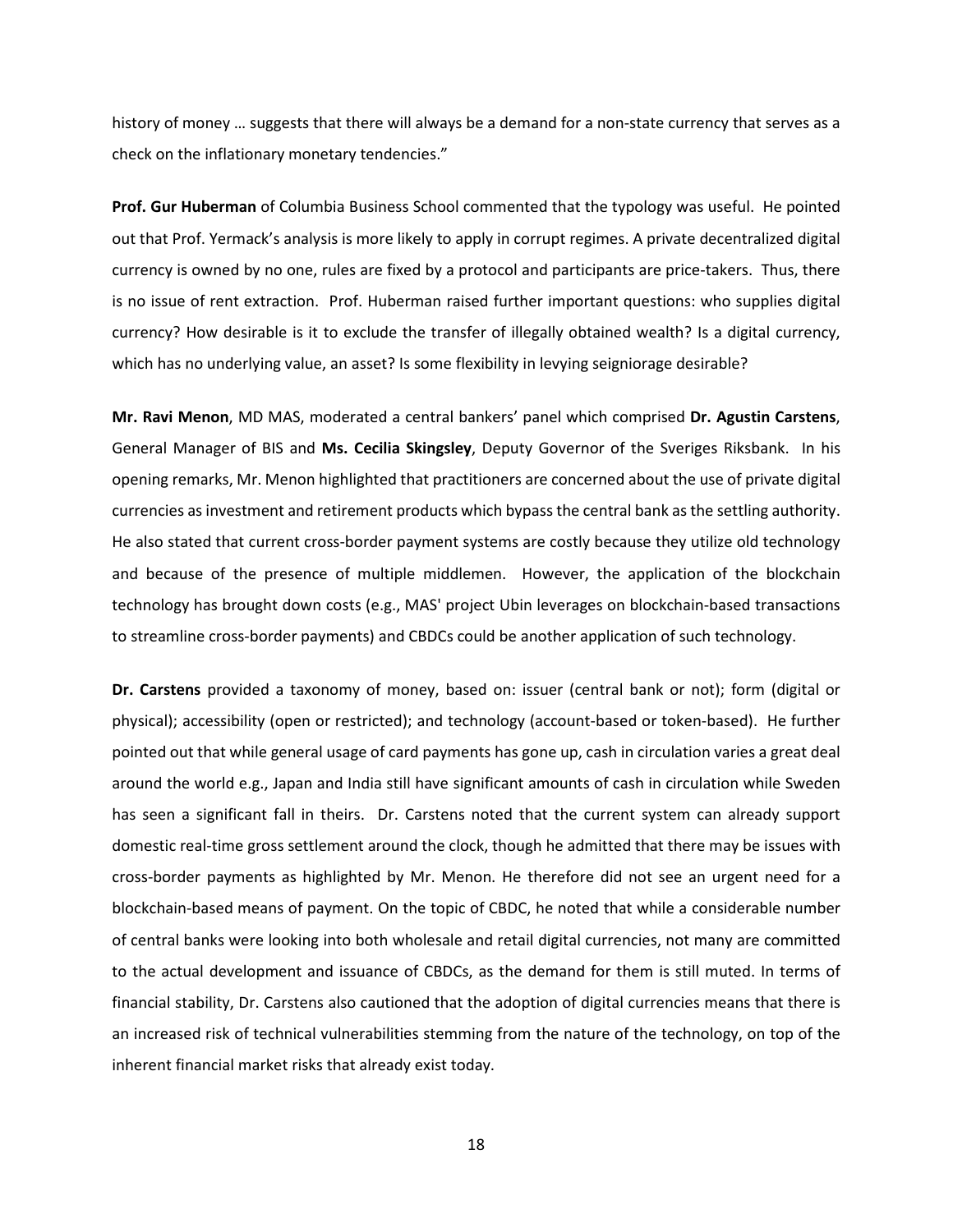history of money … suggests that there will always be a demand for a non-state currency that serves as a check on the inflationary monetary tendencies."

**Prof. Gur Huberman** of Columbia Business School commented that the typology was useful. He pointed out that Prof. Yermack's analysis is more likely to apply in corrupt regimes. A private decentralized digital currency is owned by no one, rules are fixed by a protocol and participants are price-takers. Thus, there is no issue of rent extraction. Prof. Huberman raised further important questions: who supplies digital currency? How desirable is it to exclude the transfer of illegally obtained wealth? Is a digital currency, which has no underlying value, an asset? Is some flexibility in levying seigniorage desirable?

**Mr. Ravi Menon**, MD MAS, moderated a central bankers' panel which comprised **Dr. Agustin Carstens**, General Manager of BIS and **Ms. Cecilia Skingsley**, Deputy Governor of the Sveriges Riksbank. In his opening remarks, Mr. Menon highlighted that practitioners are concerned about the use of private digital currencies as investment and retirement products which bypass the central bank as the settling authority. He also stated that current cross-border payment systems are costly because they utilize old technology and because of the presence of multiple middlemen. However, the application of the blockchain technology has brought down costs (e.g., MAS' project Ubin leverages on blockchain-based transactions to streamline cross-border payments) and CBDCs could be another application of such technology.

**Dr. Carstens** provided a taxonomy of money, based on: issuer (central bank or not); form (digital or physical); accessibility (open or restricted); and technology (account-based or token-based). He further pointed out that while general usage of card payments has gone up, cash in circulation varies a great deal around the world e.g., Japan and India still have significant amounts of cash in circulation while Sweden has seen a significant fall in theirs. Dr. Carstens noted that the current system can already support domestic real-time gross settlement around the clock, though he admitted that there may be issues with cross-border payments as highlighted by Mr. Menon. He therefore did not see an urgent need for a blockchain-based means of payment. On the topic of CBDC, he noted that while a considerable number of central banks were looking into both wholesale and retail digital currencies, not many are committed to the actual development and issuance of CBDCs, as the demand for them is still muted. In terms of financial stability, Dr. Carstens also cautioned that the adoption of digital currencies means that there is an increased risk of technical vulnerabilities stemming from the nature of the technology, on top of the inherent financial market risks that already exist today.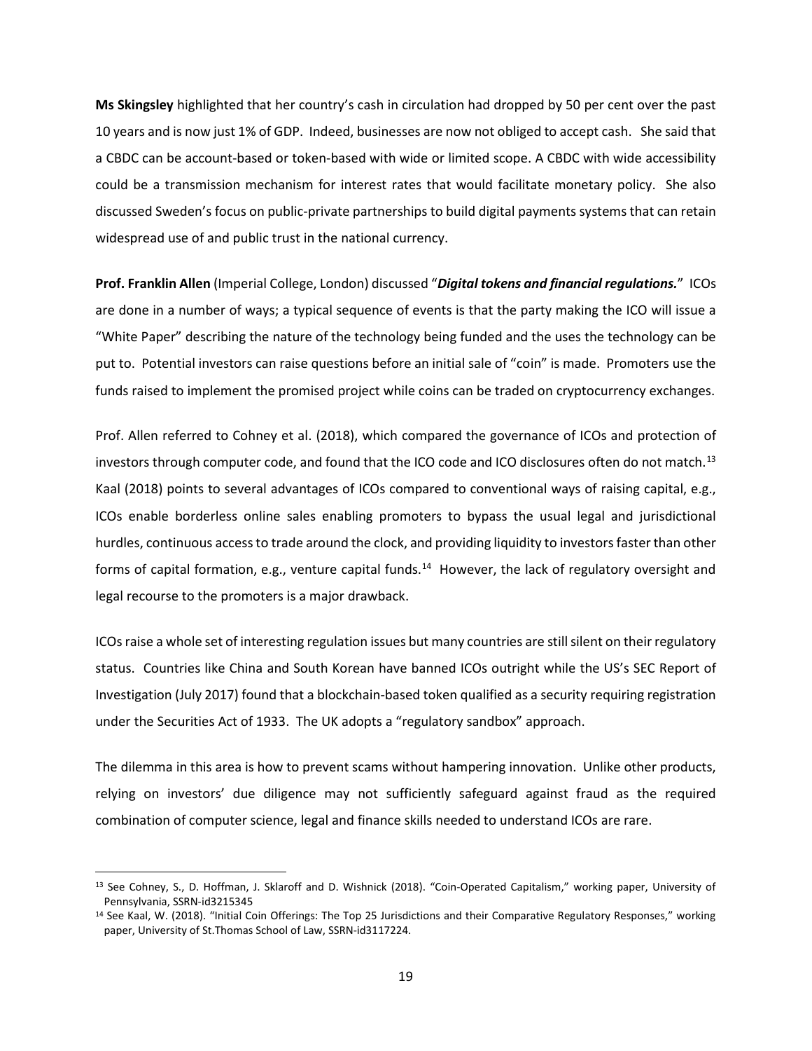**Ms Skingsley** highlighted that her country's cash in circulation had dropped by 50 per cent over the past 10 years and is now just 1% of GDP. Indeed, businesses are now not obliged to accept cash. She said that a CBDC can be account-based or token-based with wide or limited scope. A CBDC with wide accessibility could be a transmission mechanism for interest rates that would facilitate monetary policy. She also discussed Sweden's focus on public-private partnerships to build digital payments systems that can retain widespread use of and public trust in the national currency.

**Prof. Franklin Allen** (Imperial College, London) discussed "***Digital tokens and financial regulations.***" ICOs are done in a number of ways; a typical sequence of events is that the party making the ICO will issue a "White Paper" describing the nature of the technology being funded and the uses the technology can be put to. Potential investors can raise questions before an initial sale of "coin" is made. Promoters use the funds raised to implement the promised project while coins can be traded on cryptocurrency exchanges.

Prof. Allen referred to Cohney et al. (2018), which compared the governance of ICOs and protection of investors through computer code, and found that the ICO code and ICO disclosures often do not match.[13] Kaal (2018) points to several advantages of ICOs compared to conventional ways of raising capital, e.g., ICOs enable borderless online sales enabling promoters to bypass the usual legal and jurisdictional hurdles, continuous access to trade around the clock, and providing liquidity to investors faster than other forms of capital formation, e.g., venture capital funds.[14] However, the lack of regulatory oversight and legal recourse to the promoters is a major drawback.

ICOs raise a whole set of interesting regulation issues but many countries are still silent on their regulatory status. Countries like China and South Korean have banned ICOs outright while the US's SEC Report of Investigation (July 2017) found that a blockchain-based token qualified as a security requiring registration under the Securities Act of 1933. The UK adopts a "regulatory sandbox" approach.

The dilemma in this area is how to prevent scams without hampering innovation. Unlike other products, relying on investors' due diligence may not sufficiently safeguard against fraud as the required combination of computer science, legal and finance skills needed to understand ICOs are rare.

---

[13] See Cohney, S., D. Hoffman, J. Sklaroff and D. Wishnick (2018). "Coin-Operated Capitalism," working paper, University of Pennsylvania, SSRN-id3215345

[14] See Kaal, W. (2018). "Initial Coin Offerings: The Top 25 Jurisdictions and their Comparative Regulatory Responses," working paper, University of St.Thomas School of Law, SSRN-id3117224.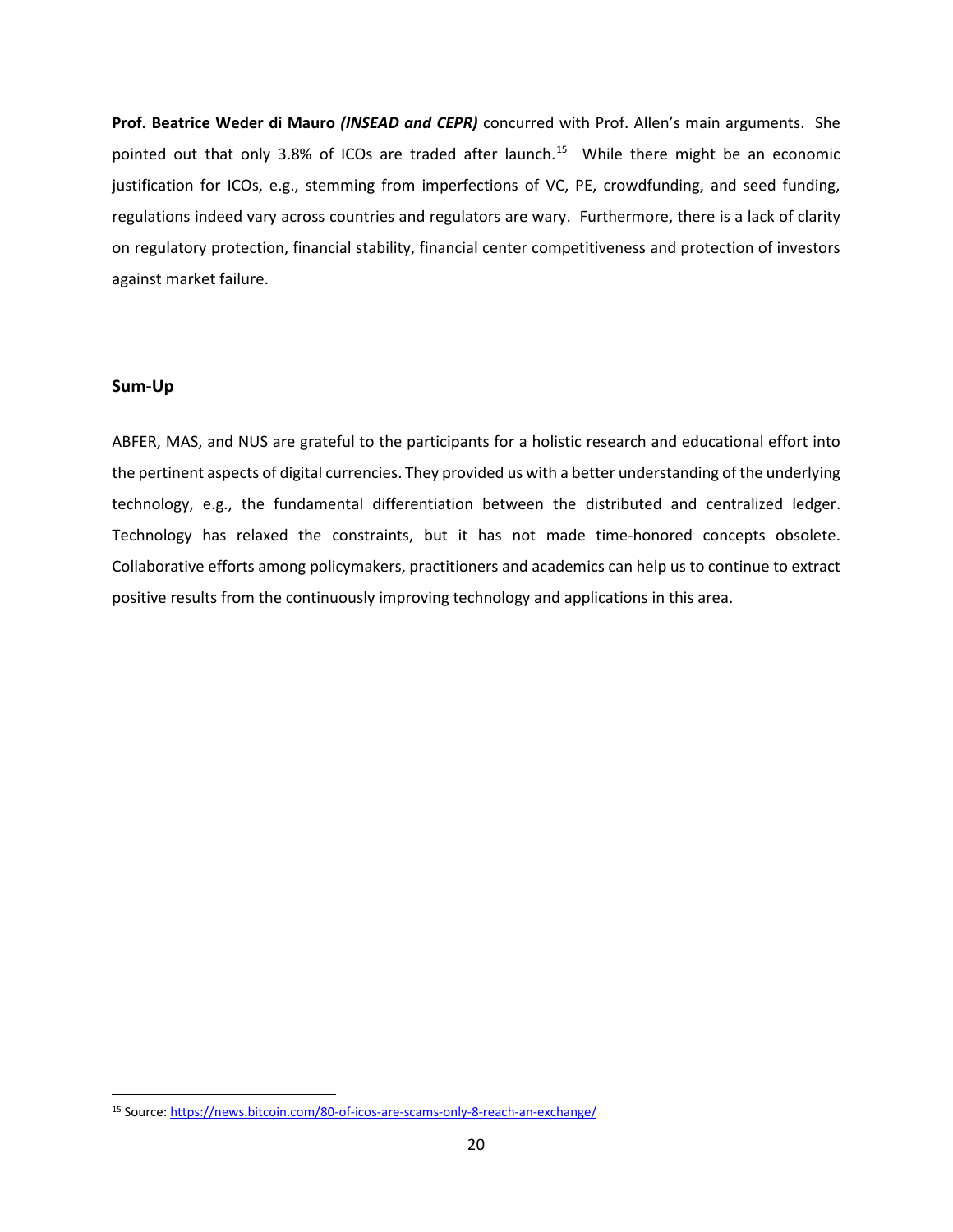**Prof. Beatrice Weder di Mauro** ***(INSEAD and CEPR)*** concurred with Prof. Allen's main arguments. She pointed out that only 3.8% of ICOs are traded after launch.[15] While there might be an economic justification for ICOs, e.g., stemming from imperfections of VC, PE, crowdfunding, and seed funding, regulations indeed vary across countries and regulators are wary. Furthermore, there is a lack of clarity on regulatory protection, financial stability, financial center competitiveness and protection of investors against market failure.

## Sum-Up

ABFER, MAS, and NUS are grateful to the participants for a holistic research and educational effort into the pertinent aspects of digital currencies. They provided us with a better understanding of the underlying technology, e.g., the fundamental differentiation between the distributed and centralized ledger. Technology has relaxed the constraints, but it has not made time-honored concepts obsolete. Collaborative efforts among policymakers, practitioners and academics can help us to continue to extract positive results from the continuously improving technology and applications in this area.

---

[15] Source: https://news.bitcoin.com/80-of-icos-are-scams-only-8-reach-an-exchange/